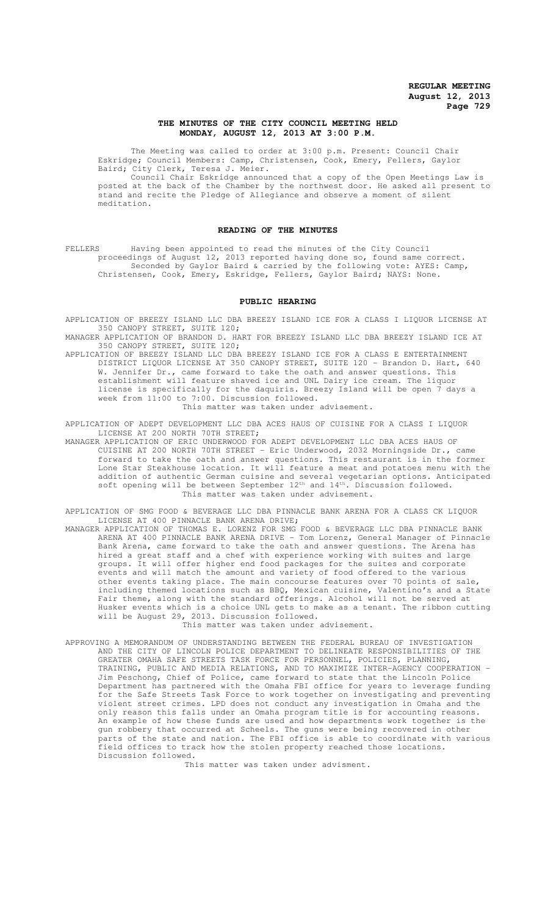**THE MINUTES OF THE CITY COUNCIL MEETING HELD MONDAY, AUGUST 12, 2013 AT 3:00 P.M.**

The Meeting was called to order at 3:00 p.m. Present: Council Chair Eskridge; Council Members: Camp, Christensen, Cook, Emery, Fellers, Gaylor Baird; City Clerk, Teresa J. Meier.

Council Chair Eskridge announced that a copy of the Open Meetings Law is posted at the back of the Chamber by the northwest door. He asked all present to stand and recite the Pledge of Allegiance and observe a moment of silent meditation.

## READING OF THE MINUTES

FELLERS Having been appointed to read the minutes of the City Council proceedings of August 12, 2013 reported having done so, found same correct. Seconded by Gaylor Baird & carried by the following vote: AYES: Camp, Christensen, Cook, Emery, Eskridge, Fellers, Gaylor Baird; NAYS: None.

## PUBLIC HEARING

APPLICATION OF BREEZY ISLAND LLC DBA BREEZY ISLAND ICE FOR A CLASS I LIQUOR LICENSE AT 350 CANOPY STREET, SUITE 120;

MANAGER APPLICATION OF BRANDON D. HART FOR BREEZY ISLAND LLC DBA BREEZY ISLAND ICE AT 350 CANOPY STREET, SUITE 120;

APPLICATION OF BREEZY ISLAND LLC DBA BREEZY ISLAND ICE FOR A CLASS E ENTERTAINMENT DISTRICT LIQUOR LICENSE AT 350 CANOPY STREET, SUITE 120 - Brandon D. Hart, 640 W. Jennifer Dr., came forward to take the oath and answer questions. This establishment will feature shaved ice and UNL Dairy ice cream. The liquor license is specifically for the daquiris. Breezy Island will be open 7 days a week from 11:00 to 7:00. Discussion followed.
This matter was taken under advisement.

APPLICATION OF ADEPT DEVELOPMENT LLC DBA ACES HAUS OF CUISINE FOR A CLASS I LIQUOR LICENSE AT 200 NORTH 70TH STREET;

MANAGER APPLICATION OF ERIC UNDERWOOD FOR ADEPT DEVELOPMENT LLC DBA ACES HAUS OF CUISINE AT 200 NORTH 70TH STREET - Eric Underwood, 2032 Morningside Dr., came forward to take the oath and answer questions. This restaurant is in the former Lone Star Steakhouse location. It will feature a meat and potatoes menu with the addition of authentic German cuisine and several vegetarian options. Anticipated soft opening will be between September 12th and 14th. Discussion followed.
This matter was taken under advisement.

APPLICATION OF SMG FOOD & BEVERAGE LLC DBA PINNACLE BANK ARENA FOR A CLASS CK LIQUOR LICENSE AT 400 PINNACLE BANK ARENA DRIVE;

MANAGER APPLICATION OF THOMAS E. LORENZ FOR SMG FOOD & BEVERAGE LLC DBA PINNACLE BANK ARENA AT 400 PINNACLE BANK ARENA DRIVE - Tom Lorenz, General Manager of Pinnacle Bank Arena, came forward to take the oath and answer questions. The Arena has hired a great staff and a chef with experience working with suites and large groups. It will offer higher end food packages for the suites and corporate events and will match the amount and variety of food offered to the various other events taking place. The main concourse features over 70 points of sale, including themed locations such as BBQ, Mexican cuisine, Valentino's and a State Fair theme, along with the standard offerings. Alcohol will not be served at Husker events which is a choice UNL gets to make as a tenant. The ribbon cutting will be August 29, 2013. Discussion followed.
This matter was taken under advisement.

APPROVING A MEMORANDUM OF UNDERSTANDING BETWEEN THE FEDERAL BUREAU OF INVESTIGATION AND THE CITY OF LINCOLN POLICE DEPARTMENT TO DELINEATE RESPONSIBILITIES OF THE GREATER OMAHA SAFE STREETS TASK FORCE FOR PERSONNEL, POLICIES, PLANNING, TRAINING, PUBLIC AND MEDIA RELATIONS, AND TO MAXIMIZE INTER-AGENCY COOPERATION - Jim Peschong, Chief of Police, came forward to state that the Lincoln Police Department has partnered with the Omaha FBI office for years to leverage funding for the Safe Streets Task Force to work together on investigating and preventing violent street crimes. LPD does not conduct any investigation in Omaha and the only reason this falls under an Omaha program title is for accounting reasons. An example of how these funds are used and how departments work together is the gun robbery that occurred at Scheels. The guns were being recovered in other parts of the state and nation. The FBI office is able to coordinate with various field offices to track how the stolen property reached those locations. Discussion followed.
This matter was taken under advisment.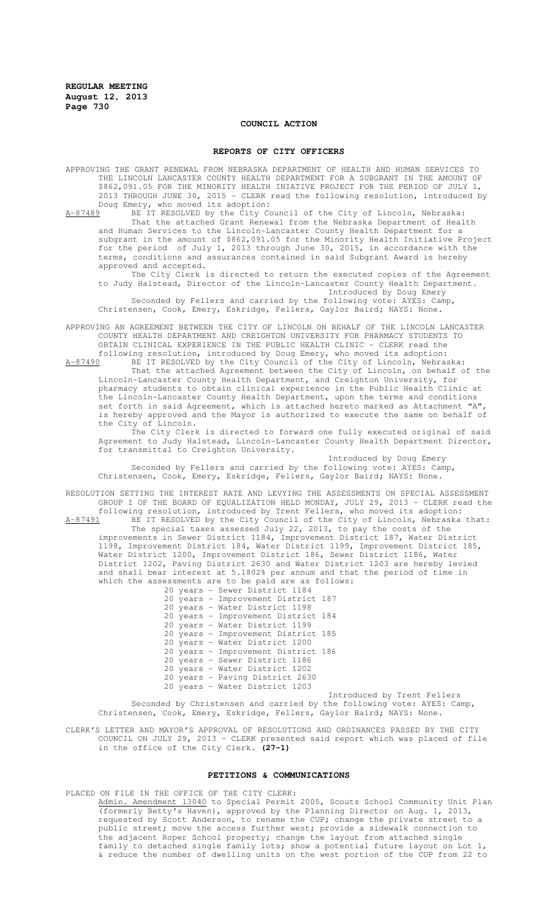## COUNCIL ACTION

### REPORTS OF CITY OFFICERS

APPROVING THE GRANT RENEWAL FROM NEBRASKA DEPARTMENT OF HEALTH AND HUMAN SERVICES TO THE LINCOLN LANCASTER COUNTY HEALTH DEPARTMENT FOR A SUBGRANT IN THE AMOUNT OF $862,091.05 FOR THE MINORITY HEALTH INIATIVE PROJECT FOR THE PERIOD OF JULY 1, 2013 THROUGH JUNE 30, 2015 - CLERK read the following resolution, introduced by Doug Emery, who moved its adoption:

A-87489 BE IT RESOLVED by the City Council of the City of Lincoln, Nebraska:

That the attached Grant Renewal from the Nebraska Department of Health and Human Services to the Lincoln-Lancaster County Health Department for a subgrant in the amount of $862,091.05 for the Minority Health Initiative Project for the period of July 1, 2013 through June 30, 2015, in accordance with the terms, conditions and assurances contained in said Subgrant Award is hereby approved and accepted.

The City Clerk is directed to return the executed copies of the Agreement to Judy Halstead, Director of the Lincoln-Lancaster County Health Department.

Introduced by Doug Emery

Seconded by Fellers and carried by the following vote: AYES: Camp, Christensen, Cook, Emery, Eskridge, Fellers, Gaylor Baird; NAYS: None.

APPROVING AN AGREEMENT BETWEEN THE CITY OF LINCOLN ON BEHALF OF THE LINCOLN LANCASTER COUNTY HEALTH DEPARTMENT AND CREIGHTON UNIVERSITY FOR PHARMACY STUDENTS TO OBTAIN CLINICAL EXPERIENCE IN THE PUBLIC HEALTH CLINIC - CLERK read the following resolution, introduced by Doug Emery, who moved its adoption:

A-87490 BE IT RESOLVED by the City Council of the City of Lincoln, Nebraska:

That the attached Agreement between the City of Lincoln, on behalf of the Lincoln-Lancaster County Health Department, and Creighton University, for pharmacy students to obtain clinical experience in the Public Health Clinic at the Lincoln-Lancaster County Health Department, upon the terms and conditions set forth in said Agreement, which is attached hereto marked as Attachment "A", is hereby approved and the Mayor is authorized to execute the same on behalf of the City of Lincoln.

The City Clerk is directed to forward one fully executed original of said Agreement to Judy Halstead, Lincoln-Lancaster County Health Department Director, for transmittal to Creighton University.

Introduced by Doug Emery

Seconded by Fellers and carried by the following vote: AYES: Camp, Christensen, Cook, Emery, Eskridge, Fellers, Gaylor Baird; NAYS: None.

RESOLUTION SETTING THE INTEREST RATE AND LEVYING THE ASSESSMENTS ON SPECIAL ASSESSMENT GROUP I OF THE BOARD OF EQUALIZATION HELD MONDAY, JULY 29, 2013 - CLERK read the following resolution, introduced by Trent Fellers, who moved its adoption:

A-87491 BE IT RESOLVED by the City Council of the City of Lincoln, Nebraska that:

The special taxes assessed July 22, 2013, to pay the costs of the improvements in Sewer District 1184, Improvement District 187, Water District 1198, Improvement District 184, Water District 1199, Improvement District 185, Water District 1200, Improvement District 186, Sewer District 1186, Water District 1202, Paving District 2630 and Water District 1203 are hereby levied and shall bear interest at 5.1802% per annum and that the period of time in which the assessments are to be paid are as follows:

20 years - Sewer District 1184
20 years - Improvement District 187
20 years - Water District 1198
20 years - Improvement District 184
20 years - Water District 1199
20 years - Improvement District 185
20 years - Water District 1200
20 years - Improvement District 186
20 years - Sewer District 1186
20 years - Water District 1202
20 years - Paving District 2630
20 years - Water District 1203

Introduced by Trent Fellers

Seconded by Christensen and carried by the following vote: AYES: Camp, Christensen, Cook, Emery, Eskridge, Fellers, Gaylor Baird; NAYS: None.

CLERK'S LETTER AND MAYOR'S APPROVAL OF RESOLUTIONS AND ORDINANCES PASSED BY THE CITY COUNCIL ON JULY 29, 2013 - CLERK presented said report which was placed of file in the office of the City Clerk. **(27-1)**

### PETITIONS & COMMUNICATIONS

PLACED ON FILE IN THE OFFICE OF THE CITY CLERK:

Admin. Amendment 13040 to Special Permit 2005, Scouts School Community Unit Plan (formerly Betty's Haven), approved by the Planning Director on Aug. 1, 2013, requested by Scott Anderson, to rename the CUP; change the private street to a public street; move the access further west; provide a sidewalk connection to the adjacent Roper School property; change the layout from attached single family to detached single family lots; show a potential future layout on Lot 1, & reduce the number of dwelling units on the west portion of the CUP from 22 to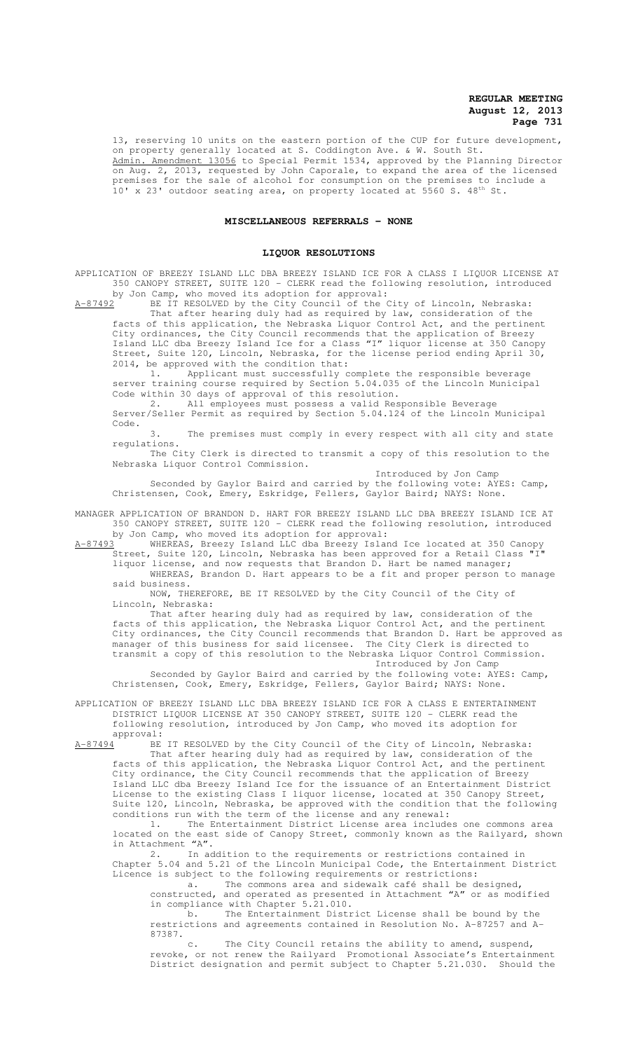13, reserving 10 units on the eastern portion of the CUP for future development, on property generally located at S. Coddington Ave. & W. South St.

Admin. Amendment 13056 to Special Permit 1534, approved by the Planning Director on Aug. 2, 2013, requested by John Caporale, to expand the area of the licensed premises for the sale of alcohol for consumption on the premises to include a 10' x 23' outdoor seating area, on property located at 5560 S. 48th St.

## MISCELLANEOUS REFERRALS - NONE

## LIQUOR RESOLUTIONS

APPLICATION OF BREEZY ISLAND LLC DBA BREEZY ISLAND ICE FOR A CLASS I LIQUOR LICENSE AT 350 CANOPY STREET, SUITE 120 - CLERK read the following resolution, introduced by Jon Camp, who moved its adoption for approval:

A-87492 BE IT RESOLVED by the City Council of the City of Lincoln, Nebraska:

That after hearing duly had as required by law, consideration of the facts of this application, the Nebraska Liquor Control Act, and the pertinent City ordinances, the City Council recommends that the application of Breezy Island LLC dba Breezy Island Ice for a Class "I" liquor license at 350 Canopy Street, Suite 120, Lincoln, Nebraska, for the license period ending April 30, 2014, be approved with the condition that:

1. Applicant must successfully complete the responsible beverage server training course required by Section 5.04.035 of the Lincoln Municipal Code within 30 days of approval of this resolution.
2. All employees must possess a valid Responsible Beverage Server/Seller Permit as required by Section 5.04.124 of the Lincoln Municipal Code.
3. The premises must comply in every respect with all city and state regulations.

The City Clerk is directed to transmit a copy of this resolution to the Nebraska Liquor Control Commission.

Introduced by Jon Camp

Seconded by Gaylor Baird and carried by the following vote: AYES: Camp, Christensen, Cook, Emery, Eskridge, Fellers, Gaylor Baird; NAYS: None.

MANAGER APPLICATION OF BRANDON D. HART FOR BREEZY ISLAND LLC DBA BREEZY ISLAND ICE AT 350 CANOPY STREET, SUITE 120 - CLERK read the following resolution, introduced by Jon Camp, who moved its adoption for approval:

A-87493 WHEREAS, Breezy Island LLC dba Breezy Island Ice located at 350 Canopy Street, Suite 120, Lincoln, Nebraska has been approved for a Retail Class "I" liquor license, and now requests that Brandon D. Hart be named manager;

WHEREAS, Brandon D. Hart appears to be a fit and proper person to manage said business.

NOW, THEREFORE, BE IT RESOLVED by the City Council of the City of Lincoln, Nebraska:

That after hearing duly had as required by law, consideration of the facts of this application, the Nebraska Liquor Control Act, and the pertinent City ordinances, the City Council recommends that Brandon D. Hart be approved as manager of this business for said licensee. The City Clerk is directed to transmit a copy of this resolution to the Nebraska Liquor Control Commission.

Introduced by Jon Camp

Seconded by Gaylor Baird and carried by the following vote: AYES: Camp, Christensen, Cook, Emery, Eskridge, Fellers, Gaylor Baird; NAYS: None.

APPLICATION OF BREEZY ISLAND LLC DBA BREEZY ISLAND ICE FOR A CLASS E ENTERTAINMENT DISTRICT LIQUOR LICENSE AT 350 CANOPY STREET, SUITE 120 - CLERK read the following resolution, introduced by Jon Camp, who moved its adoption for approval:

A-87494 BE IT RESOLVED by the City Council of the City of Lincoln, Nebraska:

That after hearing duly had as required by law, consideration of the facts of this application, the Nebraska Liquor Control Act, and the pertinent City ordinance, the City Council recommends that the application of Breezy Island LLC dba Breezy Island Ice for the issuance of an Entertainment District License to the existing Class I liquor license, located at 350 Canopy Street, Suite 120, Lincoln, Nebraska, be approved with the condition that the following conditions run with the term of the license and any renewal:

1. The Entertainment District License area includes one commons area located on the east side of Canopy Street, commonly known as the Railyard, shown in Attachment "A".
2. In addition to the requirements or restrictions contained in Chapter 5.04 and 5.21 of the Lincoln Municipal Code, the Entertainment District Licence is subject to the following requirements or restrictions:
   a. The commons area and sidewalk café shall be designed, constructed, and operated as presented in Attachment "A" or as modified in compliance with Chapter 5.21.010.
   b. The Entertainment District License shall be bound by the restrictions and agreements contained in Resolution No. A-87257 and A-87387.
   c. The City Council retains the ability to amend, suspend, revoke, or not renew the Railyard Promotional Associate's Entertainment District designation and permit subject to Chapter 5.21.030. Should the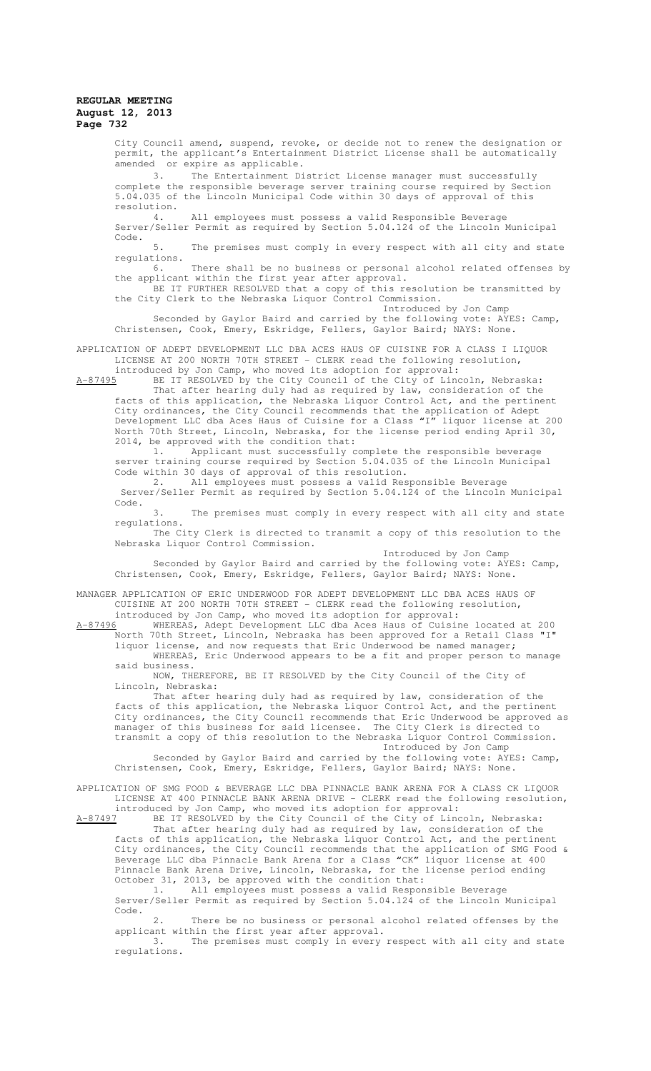City Council amend, suspend, revoke, or decide not to renew the designation or permit, the applicant's Entertainment District License shall be automatically amended or expire as applicable.

3. The Entertainment District License manager must successfully complete the responsible beverage server training course required by Section 5.04.035 of the Lincoln Municipal Code within 30 days of approval of this resolution.

4. All employees must possess a valid Responsible Beverage Server/Seller Permit as required by Section 5.04.124 of the Lincoln Municipal Code.

5. The premises must comply in every respect with all city and state regulations.

6. There shall be no business or personal alcohol related offenses by the applicant within the first year after approval.

BE IT FURTHER RESOLVED that a copy of this resolution be transmitted by the City Clerk to the Nebraska Liquor Control Commission.

Introduced by Jon Camp

Seconded by Gaylor Baird and carried by the following vote: AYES: Camp, Christensen, Cook, Emery, Eskridge, Fellers, Gaylor Baird; NAYS: None.

APPLICATION OF ADEPT DEVELOPMENT LLC DBA ACES HAUS OF CUISINE FOR A CLASS I LIQUOR LICENSE AT 200 NORTH 70TH STREET - CLERK read the following resolution, introduced by Jon Camp, who moved its adoption for approval:

A-87495 BE IT RESOLVED by the City Council of the City of Lincoln, Nebraska:

That after hearing duly had as required by law, consideration of the facts of this application, the Nebraska Liquor Control Act, and the pertinent City ordinances, the City Council recommends that the application of Adept Development LLC dba Aces Haus of Cuisine for a Class "I" liquor license at 200 North 70th Street, Lincoln, Nebraska, for the license period ending April 30, 2014, be approved with the condition that:

1. Applicant must successfully complete the responsible beverage server training course required by Section 5.04.035 of the Lincoln Municipal Code within 30 days of approval of this resolution.

2. All employees must possess a valid Responsible Beverage Server/Seller Permit as required by Section 5.04.124 of the Lincoln Municipal Code.

3. The premises must comply in every respect with all city and state regulations.

The City Clerk is directed to transmit a copy of this resolution to the Nebraska Liquor Control Commission.

Introduced by Jon Camp

Seconded by Gaylor Baird and carried by the following vote: AYES: Camp, Christensen, Cook, Emery, Eskridge, Fellers, Gaylor Baird; NAYS: None.

MANAGER APPLICATION OF ERIC UNDERWOOD FOR ADEPT DEVELOPMENT LLC DBA ACES HAUS OF CUISINE AT 200 NORTH 70TH STREET - CLERK read the following resolution, introduced by Jon Camp, who moved its adoption for approval:

A-87496 WHEREAS, Adept Development LLC dba Aces Haus of Cuisine located at 200 North 70th Street, Lincoln, Nebraska has been approved for a Retail Class "I" liquor license, and now requests that Eric Underwood be named manager;

WHEREAS, Eric Underwood appears to be a fit and proper person to manage said business.

NOW, THEREFORE, BE IT RESOLVED by the City Council of the City of Lincoln, Nebraska:

That after hearing duly had as required by law, consideration of the facts of this application, the Nebraska Liquor Control Act, and the pertinent City ordinances, the City Council recommends that Eric Underwood be approved as manager of this business for said licensee. The City Clerk is directed to transmit a copy of this resolution to the Nebraska Liquor Control Commission.

Introduced by Jon Camp

Seconded by Gaylor Baird and carried by the following vote: AYES: Camp, Christensen, Cook, Emery, Eskridge, Fellers, Gaylor Baird; NAYS: None.

APPLICATION OF SMG FOOD & BEVERAGE LLC DBA PINNACLE BANK ARENA FOR A CLASS CK LIQUOR LICENSE AT 400 PINNACLE BANK ARENA DRIVE - CLERK read the following resolution, introduced by Jon Camp, who moved its adoption for approval:

A-87497 BE IT RESOLVED by the City Council of the City of Lincoln, Nebraska:

That after hearing duly had as required by law, consideration of the facts of this application, the Nebraska Liquor Control Act, and the pertinent City ordinances, the City Council recommends that the application of SMG Food & Beverage LLC dba Pinnacle Bank Arena for a Class "CK" liquor license at 400 Pinnacle Bank Arena Drive, Lincoln, Nebraska, for the license period ending October 31, 2013, be approved with the condition that:

1. All employees must possess a valid Responsible Beverage Server/Seller Permit as required by Section 5.04.124 of the Lincoln Municipal Code.

2. There be no business or personal alcohol related offenses by the applicant within the first year after approval.

3. The premises must comply in every respect with all city and state regulations.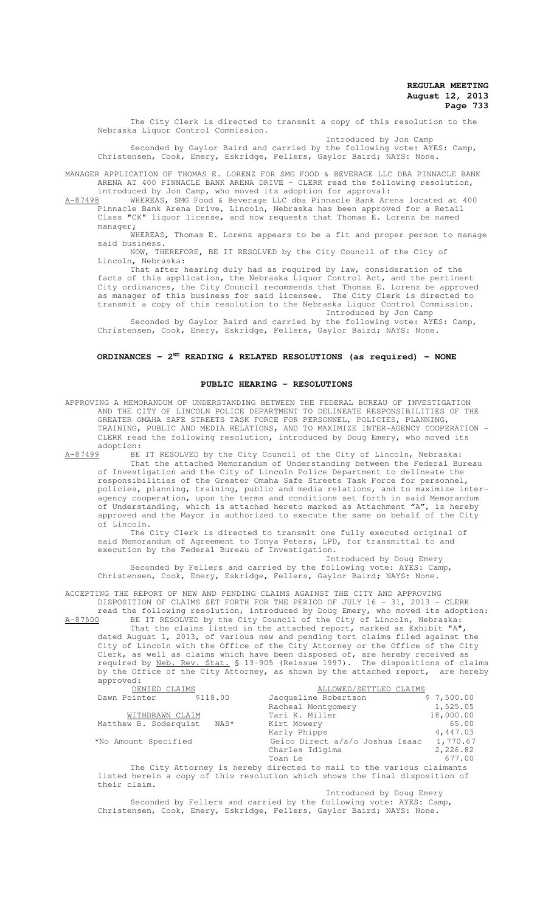The City Clerk is directed to transmit a copy of this resolution to the Nebraska Liquor Control Commission.

Introduced by Jon Camp

Seconded by Gaylor Baird and carried by the following vote: AYES: Camp, Christensen, Cook, Emery, Eskridge, Fellers, Gaylor Baird; NAYS: None.

MANAGER APPLICATION OF THOMAS E. LORENZ FOR SMG FOOD & BEVERAGE LLC DBA PINNACLE BANK ARENA AT 400 PINNACLE BANK ARENA DRIVE - CLERK read the following resolution, introduced by Jon Camp, who moved its adoption for approval:

A-87498 WHEREAS, SMG Food & Beverage LLC dba Pinnacle Bank Arena located at 400 Pinnacle Bank Arena Drive, Lincoln, Nebraska has been approved for a Retail Class "CK" liquor license, and now requests that Thomas E. Lorenz be named manager;

WHEREAS, Thomas E. Lorenz appears to be a fit and proper person to manage said business.

NOW, THEREFORE, BE IT RESOLVED by the City Council of the City of Lincoln, Nebraska:

That after hearing duly had as required by law, consideration of the facts of this application, the Nebraska Liquor Control Act, and the pertinent City ordinances, the City Council recommends that Thomas E. Lorenz be approved as manager of this business for said licensee. The City Clerk is directed to transmit a copy of this resolution to the Nebraska Liquor Control Commission.

Introduced by Jon Camp

Seconded by Gaylor Baird and carried by the following vote: AYES: Camp, Christensen, Cook, Emery, Eskridge, Fellers, Gaylor Baird; NAYS: None.

## ORDINANCES - 2ND READING & RELATED RESOLUTIONS (as required) - NONE

## PUBLIC HEARING - RESOLUTIONS

APPROVING A MEMORANDUM OF UNDERSTANDING BETWEEN THE FEDERAL BUREAU OF INVESTIGATION AND THE CITY OF LINCOLN POLICE DEPARTMENT TO DELINEATE RESPONSIBILITIES OF THE GREATER OMAHA SAFE STREETS TASK FORCE FOR PERSONNEL, POLICIES, PLANNING, TRAINING, PUBLIC AND MEDIA RELATIONS, AND TO MAXIMIZE INTER-AGENCY COOPERATION - CLERK read the following resolution, introduced by Doug Emery, who moved its adoption:

A-87499 BE IT RESOLVED by the City Council of the City of Lincoln, Nebraska:

That the attached Memorandum of Understanding between the Federal Bureau of Investigation and the City of Lincoln Police Department to delineate the responsibilities of the Greater Omaha Safe Streets Task Force for personnel, policies, planning, training, public and media relations, and to maximize inter-agency cooperation, upon the terms and conditions set forth in said Memorandum of Understanding, which is attached hereto marked as Attachment "A", is hereby approved and the Mayor is authorized to execute the same on behalf of the City of Lincoln.

The City Clerk is directed to transmit one fully executed original of said Memorandum of Agreement to Tonya Peters, LPD, for transmittal to and execution by the Federal Bureau of Investigation.

Introduced by Doug Emery

Seconded by Fellers and carried by the following vote: AYES: Camp, Christensen, Cook, Emery, Eskridge, Fellers, Gaylor Baird; NAYS: None.

ACCEPTING THE REPORT OF NEW AND PENDING CLAIMS AGAINST THE CITY AND APPROVING DISPOSITION OF CLAIMS SET FORTH FOR THE PERIOD OF JULY 16 - 31, 2013 - CLERK read the following resolution, introduced by Doug Emery, who moved its adoption:

A-87500 BE IT RESOLVED by the City Council of the City of Lincoln, Nebraska:

That the claims listed in the attached report, marked as Exhibit "A", dated August 1, 2013, of various new and pending tort claims filed against the City of Lincoln with the Office of the City Attorney or the Office of the City Clerk, as well as claims which have been disposed of, are hereby received as required by Neb. Rev. Stat. § 13-905 (Reissue 1997). The dispositions of claims by the Office of the City Attorney, as shown by the attached report, are hereby approved:

| DENIED CLAIMS | | ALLOWED/SETTLED CLAIMS | |
|---|---|---|---|
| Dawn Pointer | $118.00 | Jacqueline Robertson | $ 7,500.00 |
| | | Racheal Montgomery | 1,525.05 |
| WITHDRAWN CLAIM | | Tari K. Miller | 18,000.00 |
| Matthew B. Soderquist | NAS* | Kirt Mowery | 65.00 |
| | | Karly Phipps | 4,447.03 |
| *No Amount Specified | | Geico Direct a/s/o Joshua Isaac | 1,770.67 |
| | | Charles Idigima | 2,226.82 |
| | | Toan Le | 677.00 |

The City Attorney is hereby directed to mail to the various claimants listed herein a copy of this resolution which shows the final disposition of their claim.

Introduced by Doug Emery

Seconded by Fellers and carried by the following vote: AYES: Camp, Christensen, Cook, Emery, Eskridge, Fellers, Gaylor Baird; NAYS: None.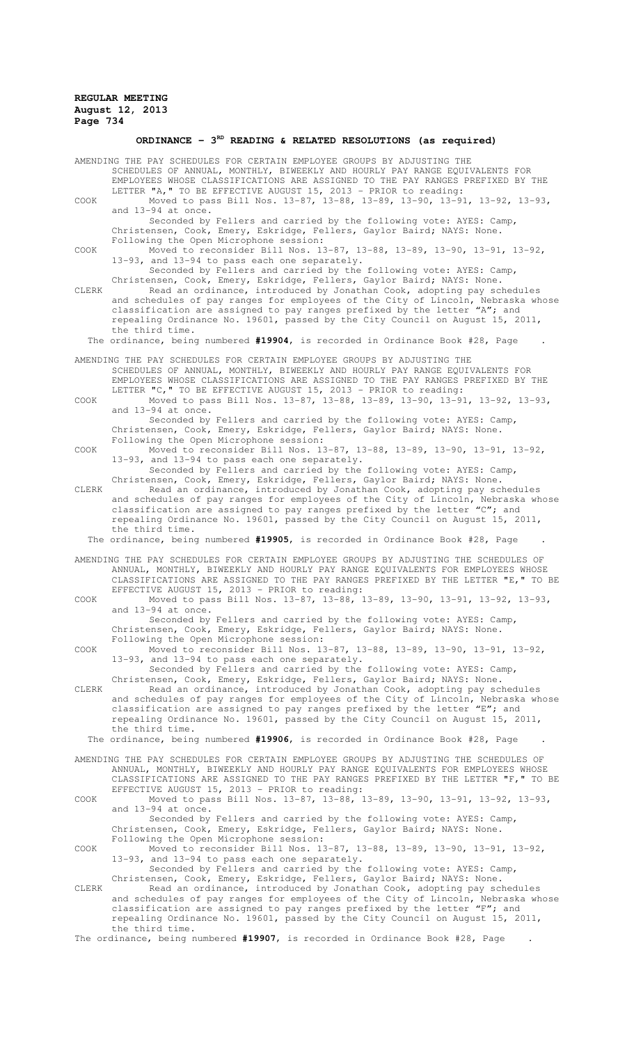## ORDINANCE – 3[RD] READING & RELATED RESOLUTIONS (as required)

AMENDING THE PAY SCHEDULES FOR CERTAIN EMPLOYEE GROUPS BY ADJUSTING THE SCHEDULES OF ANNUAL, MONTHLY, BIWEEKLY AND HOURLY PAY RANGE EQUIVALENTS FOR EMPLOYEES WHOSE CLASSIFICATIONS ARE ASSIGNED TO THE PAY RANGES PREFIXED BY THE LETTER "A," TO BE EFFECTIVE AUGUST 15, 2013 - PRIOR to reading:

COOK Moved to pass Bill Nos. 13-87, 13-88, 13-89, 13-90, 13-91, 13-92, 13-93, and 13-94 at once.

Seconded by Fellers and carried by the following vote: AYES: Camp, Christensen, Cook, Emery, Eskridge, Fellers, Gaylor Baird; NAYS: None.

Following the Open Microphone session:

COOK Moved to reconsider Bill Nos. 13-87, 13-88, 13-89, 13-90, 13-91, 13-92, 13-93, and 13-94 to pass each one separately.

Seconded by Fellers and carried by the following vote: AYES: Camp, Christensen, Cook, Emery, Eskridge, Fellers, Gaylor Baird; NAYS: None.

CLERK Read an ordinance, introduced by Jonathan Cook, adopting pay schedules and schedules of pay ranges for employees of the City of Lincoln, Nebraska whose classification are assigned to pay ranges prefixed by the letter "A"; and repealing Ordinance No. 19601, passed by the City Council on August 15, 2011, the third time.

The ordinance, being numbered **#19904**, is recorded in Ordinance Book #28, Page .

AMENDING THE PAY SCHEDULES FOR CERTAIN EMPLOYEE GROUPS BY ADJUSTING THE SCHEDULES OF ANNUAL, MONTHLY, BIWEEKLY AND HOURLY PAY RANGE EQUIVALENTS FOR EMPLOYEES WHOSE CLASSIFICATIONS ARE ASSIGNED TO THE PAY RANGES PREFIXED BY THE LETTER "C," TO BE EFFECTIVE AUGUST 15, 2013 - PRIOR to reading:

COOK Moved to pass Bill Nos. 13-87, 13-88, 13-89, 13-90, 13-91, 13-92, 13-93, and 13-94 at once.

Seconded by Fellers and carried by the following vote: AYES: Camp, Christensen, Cook, Emery, Eskridge, Fellers, Gaylor Baird; NAYS: None.

Following the Open Microphone session:

COOK Moved to reconsider Bill Nos. 13-87, 13-88, 13-89, 13-90, 13-91, 13-92, 13-93, and 13-94 to pass each one separately.

Seconded by Fellers and carried by the following vote: AYES: Camp, Christensen, Cook, Emery, Eskridge, Fellers, Gaylor Baird; NAYS: None.

CLERK Read an ordinance, introduced by Jonathan Cook, adopting pay schedules and schedules of pay ranges for employees of the City of Lincoln, Nebraska whose classification are assigned to pay ranges prefixed by the letter "C"; and repealing Ordinance No. 19601, passed by the City Council on August 15, 2011, the third time.

The ordinance, being numbered **#19905**, is recorded in Ordinance Book #28, Page .

AMENDING THE PAY SCHEDULES FOR CERTAIN EMPLOYEE GROUPS BY ADJUSTING THE SCHEDULES OF ANNUAL, MONTHLY, BIWEEKLY AND HOURLY PAY RANGE EQUIVALENTS FOR EMPLOYEES WHOSE CLASSIFICATIONS ARE ASSIGNED TO THE PAY RANGES PREFIXED BY THE LETTER "E," TO BE EFFECTIVE AUGUST 15, 2013 - PRIOR to reading:

COOK Moved to pass Bill Nos. 13-87, 13-88, 13-89, 13-90, 13-91, 13-92, 13-93, and 13-94 at once.

Seconded by Fellers and carried by the following vote: AYES: Camp, Christensen, Cook, Emery, Eskridge, Fellers, Gaylor Baird; NAYS: None.

Following the Open Microphone session:

COOK Moved to reconsider Bill Nos. 13-87, 13-88, 13-89, 13-90, 13-91, 13-92, 13-93, and 13-94 to pass each one separately.

Seconded by Fellers and carried by the following vote: AYES: Camp, Christensen, Cook, Emery, Eskridge, Fellers, Gaylor Baird; NAYS: None.

CLERK Read an ordinance, introduced by Jonathan Cook, adopting pay schedules and schedules of pay ranges for employees of the City of Lincoln, Nebraska whose classification are assigned to pay ranges prefixed by the letter "E"; and repealing Ordinance No. 19601, passed by the City Council on August 15, 2011, the third time.

The ordinance, being numbered **#19906**, is recorded in Ordinance Book #28, Page .

AMENDING THE PAY SCHEDULES FOR CERTAIN EMPLOYEE GROUPS BY ADJUSTING THE SCHEDULES OF ANNUAL, MONTHLY, BIWEEKLY AND HOURLY PAY RANGE EQUIVALENTS FOR EMPLOYEES WHOSE CLASSIFICATIONS ARE ASSIGNED TO THE PAY RANGES PREFIXED BY THE LETTER "F," TO BE EFFECTIVE AUGUST 15, 2013 - PRIOR to reading:

COOK Moved to pass Bill Nos. 13-87, 13-88, 13-89, 13-90, 13-91, 13-92, 13-93, and 13-94 at once.

Seconded by Fellers and carried by the following vote: AYES: Camp, Christensen, Cook, Emery, Eskridge, Fellers, Gaylor Baird; NAYS: None.

Following the Open Microphone session:

COOK Moved to reconsider Bill Nos. 13-87, 13-88, 13-89, 13-90, 13-91, 13-92, 13-93, and 13-94 to pass each one separately.

Seconded by Fellers and carried by the following vote: AYES: Camp, Christensen, Cook, Emery, Eskridge, Fellers, Gaylor Baird; NAYS: None.

CLERK Read an ordinance, introduced by Jonathan Cook, adopting pay schedules and schedules of pay ranges for employees of the City of Lincoln, Nebraska whose classification are assigned to pay ranges prefixed by the letter "F"; and repealing Ordinance No. 19601, passed by the City Council on August 15, 2011, the third time.

The ordinance, being numbered **#19907**, is recorded in Ordinance Book #28, Page .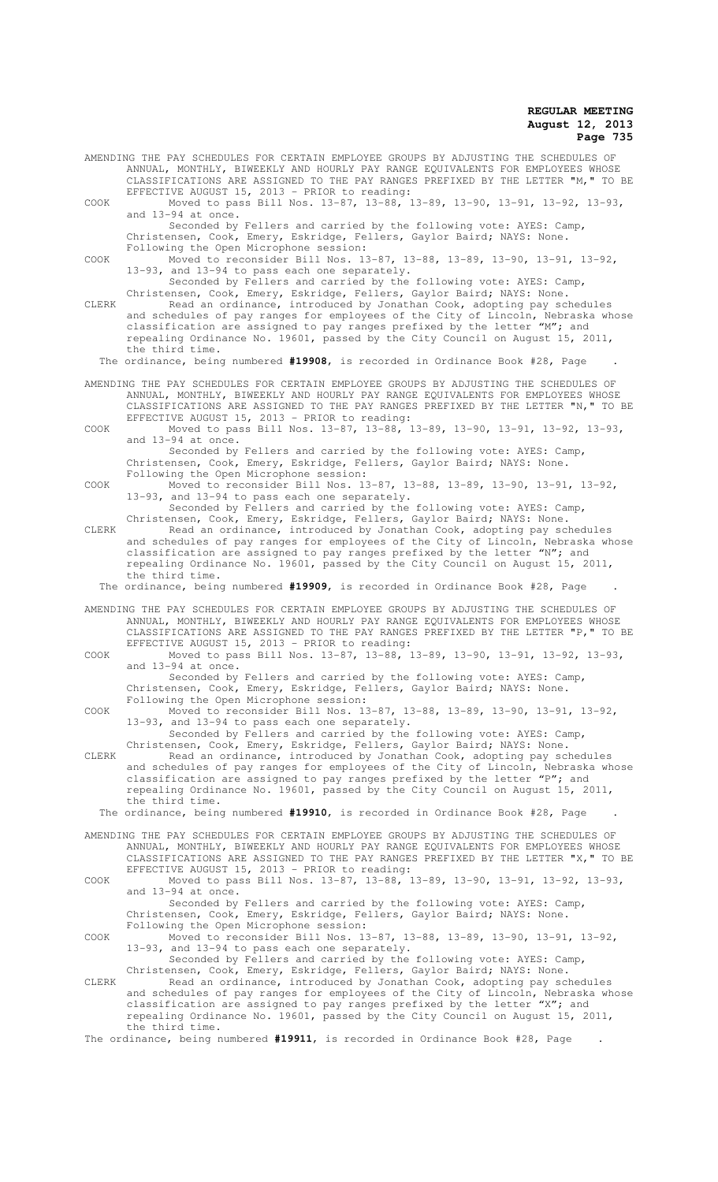AMENDING THE PAY SCHEDULES FOR CERTAIN EMPLOYEE GROUPS BY ADJUSTING THE SCHEDULES OF ANNUAL, MONTHLY, BIWEEKLY AND HOURLY PAY RANGE EQUIVALENTS FOR EMPLOYEES WHOSE CLASSIFICATIONS ARE ASSIGNED TO THE PAY RANGES PREFIXED BY THE LETTER "M," TO BE EFFECTIVE AUGUST 15, 2013 - PRIOR to reading:

COOK Moved to pass Bill Nos. 13-87, 13-88, 13-89, 13-90, 13-91, 13-92, 13-93, and 13-94 at once.

Seconded by Fellers and carried by the following vote: AYES: Camp, Christensen, Cook, Emery, Eskridge, Fellers, Gaylor Baird; NAYS: None.

Following the Open Microphone session:

COOK Moved to reconsider Bill Nos. 13-87, 13-88, 13-89, 13-90, 13-91, 13-92, 13-93, and 13-94 to pass each one separately.

Seconded by Fellers and carried by the following vote: AYES: Camp, Christensen, Cook, Emery, Eskridge, Fellers, Gaylor Baird; NAYS: None.

CLERK Read an ordinance, introduced by Jonathan Cook, adopting pay schedules and schedules of pay ranges for employees of the City of Lincoln, Nebraska whose classification are assigned to pay ranges prefixed by the letter "M"; and repealing Ordinance No. 19601, passed by the City Council on August 15, 2011, the third time.

The ordinance, being numbered **#19908**, is recorded in Ordinance Book #28, Page .

AMENDING THE PAY SCHEDULES FOR CERTAIN EMPLOYEE GROUPS BY ADJUSTING THE SCHEDULES OF ANNUAL, MONTHLY, BIWEEKLY AND HOURLY PAY RANGE EQUIVALENTS FOR EMPLOYEES WHOSE CLASSIFICATIONS ARE ASSIGNED TO THE PAY RANGES PREFIXED BY THE LETTER "N," TO BE EFFECTIVE AUGUST 15, 2013 - PRIOR to reading:

COOK Moved to pass Bill Nos. 13-87, 13-88, 13-89, 13-90, 13-91, 13-92, 13-93, and 13-94 at once.

Seconded by Fellers and carried by the following vote: AYES: Camp, Christensen, Cook, Emery, Eskridge, Fellers, Gaylor Baird; NAYS: None.

Following the Open Microphone session:

COOK Moved to reconsider Bill Nos. 13-87, 13-88, 13-89, 13-90, 13-91, 13-92, 13-93, and 13-94 to pass each one separately.

Seconded by Fellers and carried by the following vote: AYES: Camp, Christensen, Cook, Emery, Eskridge, Fellers, Gaylor Baird; NAYS: None.

CLERK Read an ordinance, introduced by Jonathan Cook, adopting pay schedules and schedules of pay ranges for employees of the City of Lincoln, Nebraska whose classification are assigned to pay ranges prefixed by the letter "N"; and repealing Ordinance No. 19601, passed by the City Council on August 15, 2011, the third time.

The ordinance, being numbered **#19909**, is recorded in Ordinance Book #28, Page .

AMENDING THE PAY SCHEDULES FOR CERTAIN EMPLOYEE GROUPS BY ADJUSTING THE SCHEDULES OF ANNUAL, MONTHLY, BIWEEKLY AND HOURLY PAY RANGE EQUIVALENTS FOR EMPLOYEES WHOSE CLASSIFICATIONS ARE ASSIGNED TO THE PAY RANGES PREFIXED BY THE LETTER "P," TO BE EFFECTIVE AUGUST 15, 2013 - PRIOR to reading:

COOK Moved to pass Bill Nos. 13-87, 13-88, 13-89, 13-90, 13-91, 13-92, 13-93, and 13-94 at once.

Seconded by Fellers and carried by the following vote: AYES: Camp, Christensen, Cook, Emery, Eskridge, Fellers, Gaylor Baird; NAYS: None.

Following the Open Microphone session:

COOK Moved to reconsider Bill Nos. 13-87, 13-88, 13-89, 13-90, 13-91, 13-92, 13-93, and 13-94 to pass each one separately.

Seconded by Fellers and carried by the following vote: AYES: Camp, Christensen, Cook, Emery, Eskridge, Fellers, Gaylor Baird; NAYS: None.

CLERK Read an ordinance, introduced by Jonathan Cook, adopting pay schedules and schedules of pay ranges for employees of the City of Lincoln, Nebraska whose classification are assigned to pay ranges prefixed by the letter "P"; and repealing Ordinance No. 19601, passed by the City Council on August 15, 2011, the third time.

The ordinance, being numbered **#19910**, is recorded in Ordinance Book #28, Page .

AMENDING THE PAY SCHEDULES FOR CERTAIN EMPLOYEE GROUPS BY ADJUSTING THE SCHEDULES OF ANNUAL, MONTHLY, BIWEEKLY AND HOURLY PAY RANGE EQUIVALENTS FOR EMPLOYEES WHOSE CLASSIFICATIONS ARE ASSIGNED TO THE PAY RANGES PREFIXED BY THE LETTER "X," TO BE EFFECTIVE AUGUST 15, 2013 - PRIOR to reading:

COOK Moved to pass Bill Nos. 13-87, 13-88, 13-89, 13-90, 13-91, 13-92, 13-93, and 13-94 at once.

Seconded by Fellers and carried by the following vote: AYES: Camp, Christensen, Cook, Emery, Eskridge, Fellers, Gaylor Baird; NAYS: None.

Following the Open Microphone session:

COOK Moved to reconsider Bill Nos. 13-87, 13-88, 13-89, 13-90, 13-91, 13-92, 13-93, and 13-94 to pass each one separately.

Seconded by Fellers and carried by the following vote: AYES: Camp, Christensen, Cook, Emery, Eskridge, Fellers, Gaylor Baird; NAYS: None.

CLERK Read an ordinance, introduced by Jonathan Cook, adopting pay schedules and schedules of pay ranges for employees of the City of Lincoln, Nebraska whose classification are assigned to pay ranges prefixed by the letter "X"; and repealing Ordinance No. 19601, passed by the City Council on August 15, 2011, the third time.

The ordinance, being numbered **#19911**, is recorded in Ordinance Book #28, Page .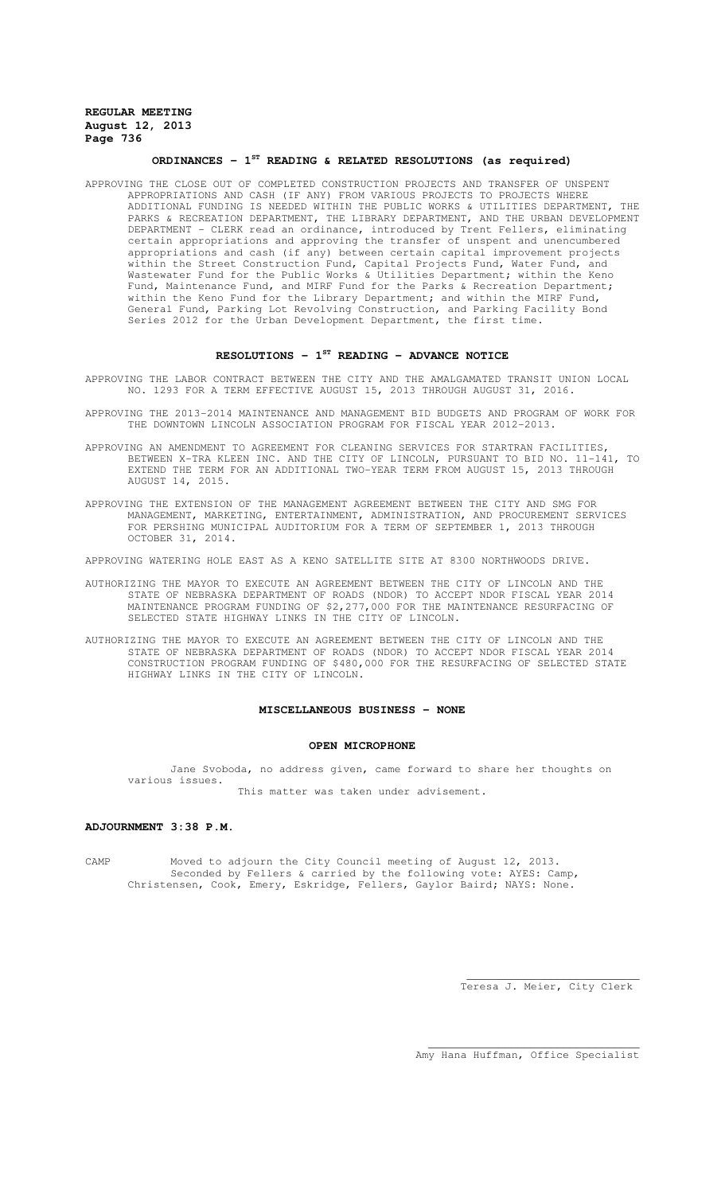## ORDINANCES - 1ST READING & RELATED RESOLUTIONS (as required)

APPROVING THE CLOSE OUT OF COMPLETED CONSTRUCTION PROJECTS AND TRANSFER OF UNSPENT APPROPRIATIONS AND CASH (IF ANY) FROM VARIOUS PROJECTS TO PROJECTS WHERE ADDITIONAL FUNDING IS NEEDED WITHIN THE PUBLIC WORKS & UTILITIES DEPARTMENT, THE PARKS & RECREATION DEPARTMENT, THE LIBRARY DEPARTMENT, AND THE URBAN DEVELOPMENT DEPARTMENT - CLERK read an ordinance, introduced by Trent Fellers, eliminating certain appropriations and approving the transfer of unspent and unencumbered appropriations and cash (if any) between certain capital improvement projects within the Street Construction Fund, Capital Projects Fund, Water Fund, and Wastewater Fund for the Public Works & Utilities Department; within the Keno Fund, Maintenance Fund, and MIRF Fund for the Parks & Recreation Department; within the Keno Fund for the Library Department; and within the MIRF Fund, General Fund, Parking Lot Revolving Construction, and Parking Facility Bond Series 2012 for the Urban Development Department, the first time.

## RESOLUTIONS - 1ST READING - ADVANCE NOTICE

APPROVING THE LABOR CONTRACT BETWEEN THE CITY AND THE AMALGAMATED TRANSIT UNION LOCAL NO. 1293 FOR A TERM EFFECTIVE AUGUST 15, 2013 THROUGH AUGUST 31, 2016.

APPROVING THE 2013-2014 MAINTENANCE AND MANAGEMENT BID BUDGETS AND PROGRAM OF WORK FOR THE DOWNTOWN LINCOLN ASSOCIATION PROGRAM FOR FISCAL YEAR 2012-2013.

APPROVING AN AMENDMENT TO AGREEMENT FOR CLEANING SERVICES FOR STARTRAN FACILITIES, BETWEEN X-TRA KLEEN INC. AND THE CITY OF LINCOLN, PURSUANT TO BID NO. 11-141, TO EXTEND THE TERM FOR AN ADDITIONAL TWO-YEAR TERM FROM AUGUST 15, 2013 THROUGH AUGUST 14, 2015.

APPROVING THE EXTENSION OF THE MANAGEMENT AGREEMENT BETWEEN THE CITY AND SMG FOR MANAGEMENT, MARKETING, ENTERTAINMENT, ADMINISTRATION, AND PROCUREMENT SERVICES FOR PERSHING MUNICIPAL AUDITORIUM FOR A TERM OF SEPTEMBER 1, 2013 THROUGH OCTOBER 31, 2014.

APPROVING WATERING HOLE EAST AS A KENO SATELLITE SITE AT 8300 NORTHWOODS DRIVE.

AUTHORIZING THE MAYOR TO EXECUTE AN AGREEMENT BETWEEN THE CITY OF LINCOLN AND THE STATE OF NEBRASKA DEPARTMENT OF ROADS (NDOR) TO ACCEPT NDOR FISCAL YEAR 2014 MAINTENANCE PROGRAM FUNDING OF $2,277,000 FOR THE MAINTENANCE RESURFACING OF SELECTED STATE HIGHWAY LINKS IN THE CITY OF LINCOLN.

AUTHORIZING THE MAYOR TO EXECUTE AN AGREEMENT BETWEEN THE CITY OF LINCOLN AND THE STATE OF NEBRASKA DEPARTMENT OF ROADS (NDOR) TO ACCEPT NDOR FISCAL YEAR 2014 CONSTRUCTION PROGRAM FUNDING OF $480,000 FOR THE RESURFACING OF SELECTED STATE HIGHWAY LINKS IN THE CITY OF LINCOLN.

## MISCELLANEOUS BUSINESS - NONE

## OPEN MICROPHONE

Jane Svoboda, no address given, came forward to share her thoughts on various issues.

This matter was taken under advisement.

## ADJOURNMENT 3:38 P.M.

CAMP Moved to adjourn the City Council meeting of August 12, 2013. Seconded by Fellers & carried by the following vote: AYES: Camp, Christensen, Cook, Emery, Eskridge, Fellers, Gaylor Baird; NAYS: None.

Teresa J. Meier, City Clerk

Amy Hana Huffman, Office Specialist